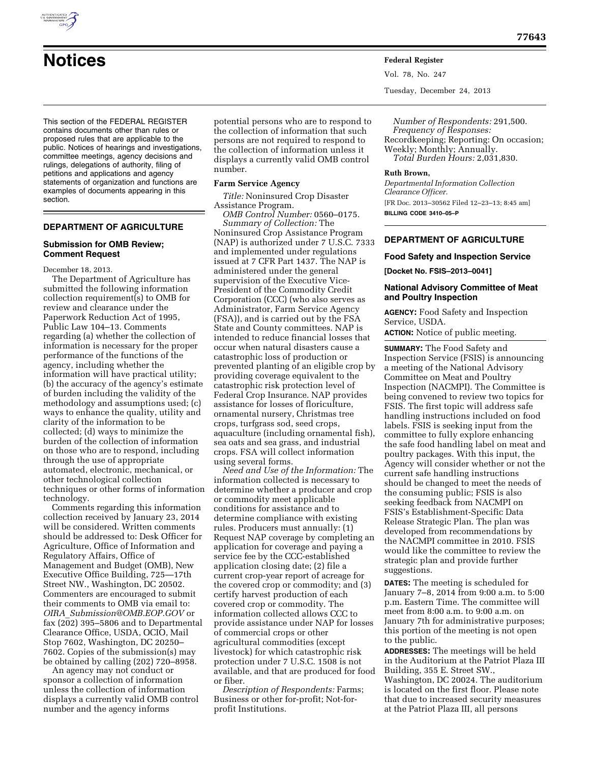# Notices

This section of the FEDERAL REGISTER contains documents other than rules or proposed rules that are applicable to the public. Notices of hearings and investigations, committee meetings, agency decisions and rulings, delegations of authority, filing of petitions and applications and agency statements of organization and functions are examples of documents appearing in this section.

## DEPARTMENT OF AGRICULTURE

### Submission for OMB Review; Comment Request

December 18, 2013.

The Department of Agriculture has submitted the following information collection requirement(s) to OMB for review and clearance under the Paperwork Reduction Act of 1995, Public Law 104–13. Comments regarding (a) whether the collection of information is necessary for the proper performance of the functions of the agency, including whether the information will have practical utility; (b) the accuracy of the agency's estimate of burden including the validity of the methodology and assumptions used; (c) ways to enhance the quality, utility and clarity of the information to be collected; (d) ways to minimize the burden of the collection of information on those who are to respond, including through the use of appropriate automated, electronic, mechanical, or other technological collection techniques or other forms of information technology.

Comments regarding this information collection received by January 23, 2014 will be considered. Written comments should be addressed to: Desk Officer for Agriculture, Office of Information and Regulatory Affairs, Office of Management and Budget (OMB), New Executive Office Building, 725—17th Street NW., Washington, DC 20502. Commenters are encouraged to submit their comments to OMB via email to: *OIRA_Submission@OMB.EOP.GOV* or fax (202) 395–5806 and to Departmental Clearance Office, USDA, OCIO, Mail Stop 7602, Washington, DC 20250–7602. Copies of the submission(s) may be obtained by calling (202) 720–8958.

An agency may not conduct or sponsor a collection of information unless the collection of information displays a currently valid OMB control number and the agency informs potential persons who are to respond to the collection of information that such persons are not required to respond to the collection of information unless it displays a currently valid OMB control number.

#### Farm Service Agency

*Title:* Noninsured Crop Disaster Assistance Program.

*OMB Control Number:* 0560–0175.

*Summary of Collection:* The Noninsured Crop Assistance Program (NAP) is authorized under 7 U.S.C. 7333 and implemented under regulations issued at 7 CFR Part 1437. The NAP is administered under the general supervision of the Executive Vice-President of the Commodity Credit Corporation (CCC) (who also serves as Administrator, Farm Service Agency (FSA)), and is carried out by the FSA State and County committees. NAP is intended to reduce financial losses that occur when natural disasters cause a catastrophic loss of production or prevented planting of an eligible crop by providing coverage equivalent to the catastrophic risk protection level of Federal Crop Insurance. NAP provides assistance for losses of floriculture, ornamental nursery, Christmas tree crops, turfgrass sod, seed crops, aquaculture (including ornamental fish), sea oats and sea grass, and industrial crops. FSA will collect information using several forms.

*Need and Use of the Information:* The information collected is necessary to determine whether a producer and crop or commodity meet applicable conditions for assistance and to determine compliance with existing rules. Producers must annually: (1) Request NAP coverage by completing an application for coverage and paying a service fee by the CCC-established application closing date; (2) file a current crop-year report of acreage for the covered crop or commodity; and (3) certify harvest production of each covered crop or commodity. The information collected allows CCC to provide assistance under NAP for losses of commercial crops or other agricultural commodities (except livestock) for which catastrophic risk protection under 7 U.S.C. 1508 is not available, and that are produced for food or fiber.

*Description of Respondents:* Farms; Business or other for-profit; Not-for-profit Institutions.

*Number of Respondents:* 291,500.

*Frequency of Responses:* Recordkeeping; Reporting: On occasion; Weekly; Monthly; Annually.

*Total Burden Hours:* 2,031,830.

**Ruth Brown,**

*Departmental Information Collection Clearance Officer.*

[FR Doc. 2013–30562 Filed 12–23–13; 8:45 am]

**BILLING CODE 3410–05–P**

## DEPARTMENT OF AGRICULTURE

### Food Safety and Inspection Service

**[Docket No. FSIS–2013–0041]**

### National Advisory Committee of Meat and Poultry Inspection

**AGENCY:** Food Safety and Inspection Service, USDA.

**ACTION:** Notice of public meeting.

**SUMMARY:** The Food Safety and Inspection Service (FSIS) is announcing a meeting of the National Advisory Committee on Meat and Poultry Inspection (NACMPI). The Committee is being convened to review two topics for FSIS. The first topic will address safe handling instructions included on food labels. FSIS is seeking input from the committee to fully explore enhancing the safe food handling label on meat and poultry packages. With this input, the Agency will consider whether or not the current safe handling instructions should be changed to meet the needs of the consuming public; FSIS is also seeking feedback from NACMPI on FSIS's Establishment-Specific Data Release Strategic Plan. The plan was developed from recommendations by the NACMPI committee in 2010. FSIS would like the committee to review the strategic plan and provide further suggestions.

**DATES:** The meeting is scheduled for January 7–8, 2014 from 9:00 a.m. to 5:00 p.m. Eastern Time. The committee will meet from 8:00 a.m. to 9:00 a.m. on January 7th for administrative purposes; this portion of the meeting is not open to the public.

**ADDRESSES:** The meetings will be held in the Auditorium at the Patriot Plaza III Building, 355 E. Street SW., Washington, DC 20024. The auditorium is located on the first floor. Please note that due to increased security measures at the Patriot Plaza III, all persons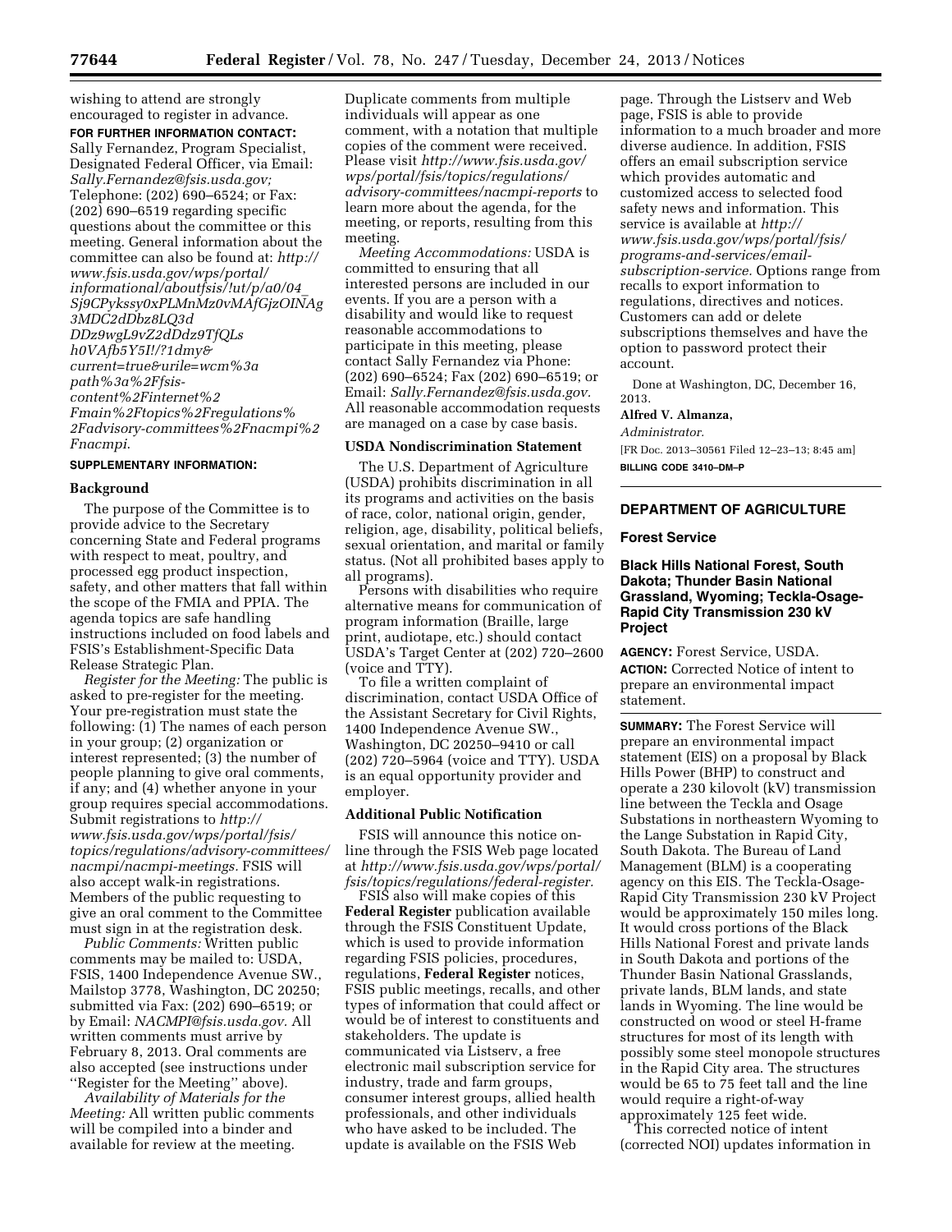wishing to attend are strongly encouraged to register in advance.

**FOR FURTHER INFORMATION CONTACT:** Sally Fernandez, Program Specialist, Designated Federal Officer, via Email: *Sally.Fernandez@fsis.usda.gov;* Telephone: (202) 690–6524; or Fax: (202) 690–6519 regarding specific questions about the committee or this meeting. General information about the committee can also be found at: *http://www.fsis.usda.gov/wps/portal/informational/aboutfsis/!ut/p/a0/04_Sj9CPykssy0xPLMnMz0vMAfGjzOINAg3MDC2dDbz8LQ3dDDz9wgL9vZ2dDdz9TfQLsh0VAfb5Y5I!/?1dmy&current=true&urile=wcm%3apath%3a%2Ffsis-content%2Finternet%2Fmain%2Ftopics%2Fregulations%2Fadvisory-committees%2Fnacmpi%2Fnacmpi.*

**SUPPLEMENTARY INFORMATION:**

**Background**

The purpose of the Committee is to provide advice to the Secretary concerning State and Federal programs with respect to meat, poultry, and processed egg product inspection, safety, and other matters that fall within the scope of the FMIA and PPIA. The agenda topics are safe handling instructions included on food labels and FSIS's Establishment-Specific Data Release Strategic Plan.

*Register for the Meeting:* The public is asked to pre-register for the meeting. Your pre-registration must state the following: (1) The names of each person in your group; (2) organization or interest represented; (3) the number of people planning to give oral comments, if any; and (4) whether anyone in your group requires special accommodations. Submit registrations to *http://www.fsis.usda.gov/wps/portal/fsis/topics/regulations/advisory-committees/nacmpi/nacmpi-meetings.* FSIS will also accept walk-in registrations. Members of the public requesting to give an oral comment to the Committee must sign in at the registration desk.

*Public Comments:* Written public comments may be mailed to: USDA, FSIS, 1400 Independence Avenue SW., Mailstop 3778, Washington, DC 20250; submitted via Fax: (202) 690–6519; or by Email: *NACMPI@fsis.usda.gov.* All written comments must arrive by February 8, 2013. Oral comments are also accepted (see instructions under ''Register for the Meeting'' above).

*Availability of Materials for the Meeting:* All written public comments will be compiled into a binder and available for review at the meeting. Duplicate comments from multiple individuals will appear as one comment, with a notation that multiple copies of the comment were received. Please visit *http://www.fsis.usda.gov/wps/portal/fsis/topics/regulations/advisory-committees/nacmpi-reports* to learn more about the agenda, for the meeting, or reports, resulting from this meeting.

*Meeting Accommodations:* USDA is committed to ensuring that all interested persons are included in our events. If you are a person with a disability and would like to request reasonable accommodations to participate in this meeting, please contact Sally Fernandez via Phone: (202) 690–6524; Fax (202) 690–6519; or Email: *Sally.Fernandez@fsis.usda.gov.* All reasonable accommodation requests are managed on a case by case basis.

**USDA Nondiscrimination Statement**

The U.S. Department of Agriculture (USDA) prohibits discrimination in all its programs and activities on the basis of race, color, national origin, gender, religion, age, disability, political beliefs, sexual orientation, and marital or family status. (Not all prohibited bases apply to all programs).

Persons with disabilities who require alternative means for communication of program information (Braille, large print, audiotape, etc.) should contact USDA's Target Center at (202) 720–2600 (voice and TTY).

To file a written complaint of discrimination, contact USDA Office of the Assistant Secretary for Civil Rights, 1400 Independence Avenue SW., Washington, DC 20250–9410 or call (202) 720–5964 (voice and TTY). USDA is an equal opportunity provider and employer.

**Additional Public Notification**

FSIS will announce this notice on-line through the FSIS Web page located at *http://www.fsis.usda.gov/wps/portal/fsis/topics/regulations/federal-register.*

FSIS also will make copies of this **Federal Register** publication available through the FSIS Constituent Update, which is used to provide information regarding FSIS policies, procedures, regulations, **Federal Register** notices, FSIS public meetings, recalls, and other types of information that could affect or would be of interest to constituents and stakeholders. The update is communicated via Listserv, a free electronic mail subscription service for industry, trade and farm groups, consumer interest groups, allied health professionals, and other individuals who have asked to be included. The update is available on the FSIS Web page. Through the Listserv and Web page, FSIS is able to provide information to a much broader and more diverse audience. In addition, FSIS offers an email subscription service which provides automatic and customized access to selected food safety news and information. This service is available at *http://www.fsis.usda.gov/wps/portal/fsis/programs-and-services/email-subscription-service.* Options range from recalls to export information to regulations, directives and notices. Customers can add or delete subscriptions themselves and have the option to password protect their account.

Done at Washington, DC, December 16, 2013.

**Alfred V. Almanza,**

*Administrator.*

[FR Doc. 2013–30561 Filed 12–23–13; 8:45 am]

**BILLING CODE 3410–DM–P**

## DEPARTMENT OF AGRICULTURE

### Forest Service

### Black Hills National Forest, South Dakota; Thunder Basin National Grassland, Wyoming; Teckla-Osage-Rapid City Transmission 230 kV Project

**AGENCY:** Forest Service, USDA.

**ACTION:** Corrected Notice of intent to prepare an environmental impact statement.

**SUMMARY:** The Forest Service will prepare an environmental impact statement (EIS) on a proposal by Black Hills Power (BHP) to construct and operate a 230 kilovolt (kV) transmission line between the Teckla and Osage Substations in northeastern Wyoming to the Lange Substation in Rapid City, South Dakota. The Bureau of Land Management (BLM) is a cooperating agency on this EIS. The Teckla-Osage-Rapid City Transmission 230 kV Project would be approximately 150 miles long. It would cross portions of the Black Hills National Forest and private lands in South Dakota and portions of the Thunder Basin National Grasslands, private lands, BLM lands, and state lands in Wyoming. The line would be constructed on wood or steel H-frame structures for most of its length with possibly some steel monopole structures in the Rapid City area. The structures would be 65 to 75 feet tall and the line would require a right-of-way approximately 125 feet wide.

This corrected notice of intent (corrected NOI) updates information in